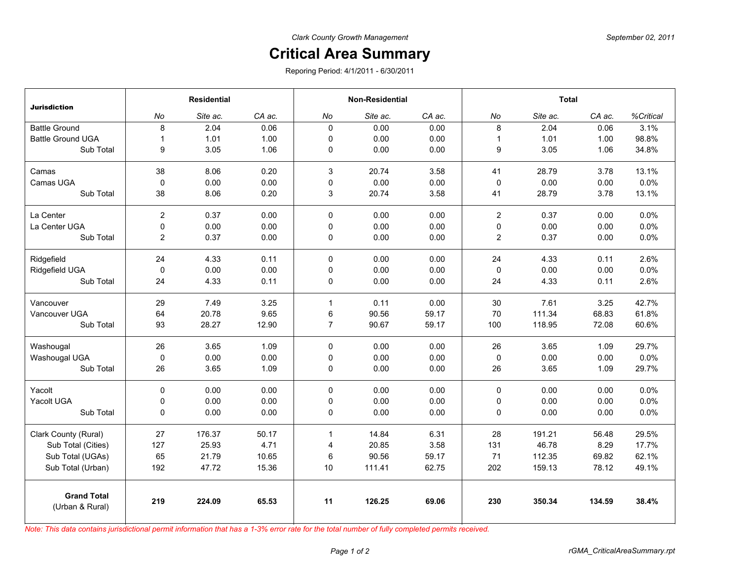*Clark County Growth Management*

*September 02, 2011*

# Critical Area Summary

Reporing Period: 4/1/2011 - 6/30/2011

| Jurisdiction | Residential | | | Non-Residential | | | Total | | | |
|---|---|---|---|---|---|---|---|---|---|---|
| | No | Site ac. | CA ac. | No | Site ac. | CA ac. | No | Site ac. | CA ac. | %Critical |
| Battle Ground | 8 | 2.04 | 0.06 | 0 | 0.00 | 0.00 | 8 | 2.04 | 0.06 | 3.1% |
| Battle Ground UGA | 1 | 1.01 | 1.00 | 0 | 0.00 | 0.00 | 1 | 1.01 | 1.00 | 98.8% |
| Sub Total | 9 | 3.05 | 1.06 | 0 | 0.00 | 0.00 | 9 | 3.05 | 1.06 | 34.8% |
| Camas | 38 | 8.06 | 0.20 | 3 | 20.74 | 3.58 | 41 | 28.79 | 3.78 | 13.1% |
| Camas UGA | 0 | 0.00 | 0.00 | 0 | 0.00 | 0.00 | 0 | 0.00 | 0.00 | 0.0% |
| Sub Total | 38 | 8.06 | 0.20 | 3 | 20.74 | 3.58 | 41 | 28.79 | 3.78 | 13.1% |
| La Center | 2 | 0.37 | 0.00 | 0 | 0.00 | 0.00 | 2 | 0.37 | 0.00 | 0.0% |
| La Center UGA | 0 | 0.00 | 0.00 | 0 | 0.00 | 0.00 | 0 | 0.00 | 0.00 | 0.0% |
| Sub Total | 2 | 0.37 | 0.00 | 0 | 0.00 | 0.00 | 2 | 0.37 | 0.00 | 0.0% |
| Ridgefield | 24 | 4.33 | 0.11 | 0 | 0.00 | 0.00 | 24 | 4.33 | 0.11 | 2.6% |
| Ridgefield UGA | 0 | 0.00 | 0.00 | 0 | 0.00 | 0.00 | 0 | 0.00 | 0.00 | 0.0% |
| Sub Total | 24 | 4.33 | 0.11 | 0 | 0.00 | 0.00 | 24 | 4.33 | 0.11 | 2.6% |
| Vancouver | 29 | 7.49 | 3.25 | 1 | 0.11 | 0.00 | 30 | 7.61 | 3.25 | 42.7% |
| Vancouver UGA | 64 | 20.78 | 9.65 | 6 | 90.56 | 59.17 | 70 | 111.34 | 68.83 | 61.8% |
| Sub Total | 93 | 28.27 | 12.90 | 7 | 90.67 | 59.17 | 100 | 118.95 | 72.08 | 60.6% |
| Washougal | 26 | 3.65 | 1.09 | 0 | 0.00 | 0.00 | 26 | 3.65 | 1.09 | 29.7% |
| Washougal UGA | 0 | 0.00 | 0.00 | 0 | 0.00 | 0.00 | 0 | 0.00 | 0.00 | 0.0% |
| Sub Total | 26 | 3.65 | 1.09 | 0 | 0.00 | 0.00 | 26 | 3.65 | 1.09 | 29.7% |
| Yacolt | 0 | 0.00 | 0.00 | 0 | 0.00 | 0.00 | 0 | 0.00 | 0.00 | 0.0% |
| Yacolt UGA | 0 | 0.00 | 0.00 | 0 | 0.00 | 0.00 | 0 | 0.00 | 0.00 | 0.0% |
| Sub Total | 0 | 0.00 | 0.00 | 0 | 0.00 | 0.00 | 0 | 0.00 | 0.00 | 0.0% |
| Clark County (Rural) | 27 | 176.37 | 50.17 | 1 | 14.84 | 6.31 | 28 | 191.21 | 56.48 | 29.5% |
| Sub Total (Cities) | 127 | 25.93 | 4.71 | 4 | 20.85 | 3.58 | 131 | 46.78 | 8.29 | 17.7% |
| Sub Total (UGAs) | 65 | 21.79 | 10.65 | 6 | 90.56 | 59.17 | 71 | 112.35 | 69.82 | 62.1% |
| Sub Total (Urban) | 192 | 47.72 | 15.36 | 10 | 111.41 | 62.75 | 202 | 159.13 | 78.12 | 49.1% |
| **Grand Total** (Urban & Rural) | **219** | **224.09** | **65.53** | **11** | **126.25** | **69.06** | **230** | **350.34** | **134.59** | **38.4%** |

*Note: This data contains jurisdictional permit information that has a 1-3% error rate for the total number of fully completed permits received.*

rGMA_CriticalAreaSummary.rpt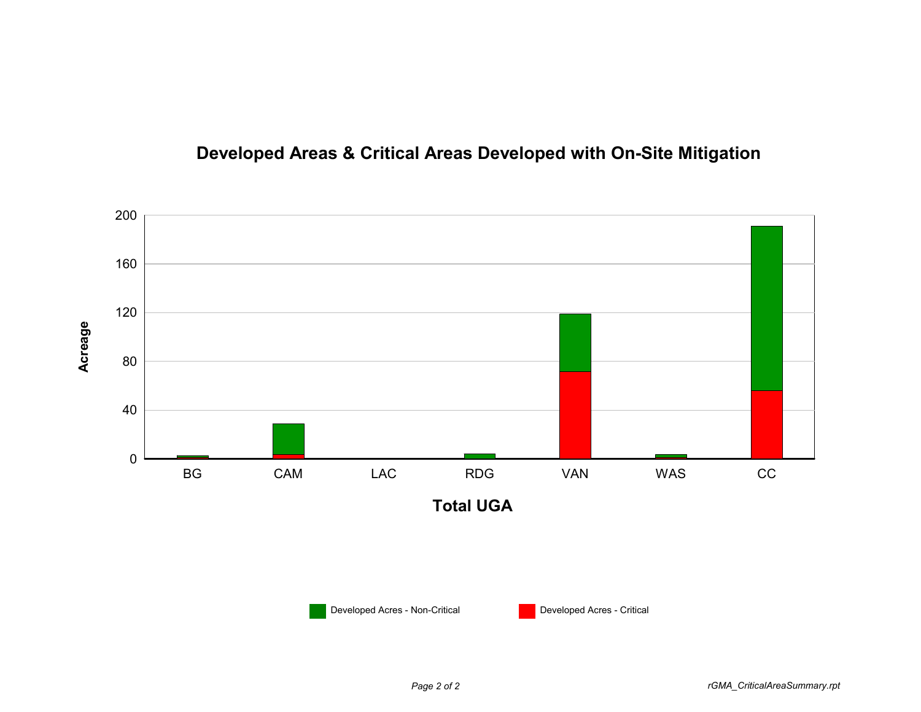## Developed Areas & Critical Areas Developed with On-Site Mitigation

Acreage

200
160
120
80
40
0

BG
CAM
LAC
RDG
VAN
WAS
CC

**Total UGA**

Developed Acres - Non-Critical

Developed Acres - Critical

*rGMA_CriticalAreaSummary.rpt*